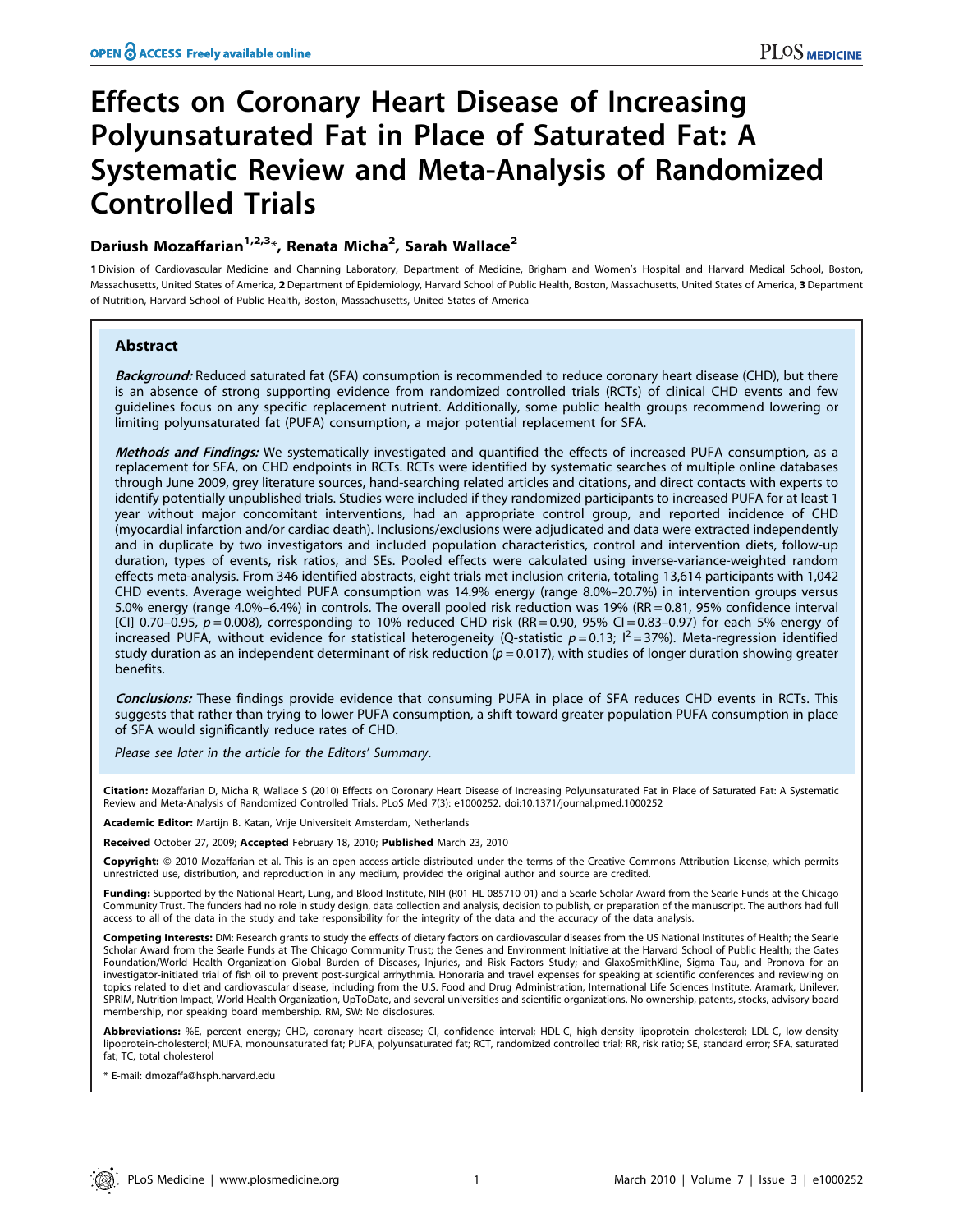# Effects on Coronary Heart Disease of Increasing Polyunsaturated Fat in Place of Saturated Fat: A Systematic Review and Meta-Analysis of Randomized Controlled Trials

**Dariush Mozaffarian[1,2,3]*, Renata Micha[2], Sarah Wallace[2]**

**1** Division of Cardiovascular Medicine and Channing Laboratory, Department of Medicine, Brigham and Women's Hospital and Harvard Medical School, Boston, Massachusetts, United States of America, **2** Department of Epidemiology, Harvard School of Public Health, Boston, Massachusetts, United States of America, **3** Department of Nutrition, Harvard School of Public Health, Boston, Massachusetts, United States of America

## Abstract

***Background:*** Reduced saturated fat (SFA) consumption is recommended to reduce coronary heart disease (CHD), but there is an absence of strong supporting evidence from randomized controlled trials (RCTs) of clinical CHD events and few guidelines focus on any specific replacement nutrient. Additionally, some public health groups recommend lowering or limiting polyunsaturated fat (PUFA) consumption, a major potential replacement for SFA.

***Methods and Findings:*** We systematically investigated and quantified the effects of increased PUFA consumption, as a replacement for SFA, on CHD endpoints in RCTs. RCTs were identified by systematic searches of multiple online databases through June 2009, grey literature sources, hand-searching related articles and citations, and direct contacts with experts to identify potentially unpublished trials. Studies were included if they randomized participants to increased PUFA for at least 1 year without major concomitant interventions, had an appropriate control group, and reported incidence of CHD (myocardial infarction and/or cardiac death). Inclusions/exclusions were adjudicated and data were extracted independently and in duplicate by two investigators and included population characteristics, control and intervention diets, follow-up duration, types of events, risk ratios, and SEs. Pooled effects were calculated using inverse-variance-weighted random effects meta-analysis. From 346 identified abstracts, eight trials met inclusion criteria, totaling 13,614 participants with 1,042 CHD events. Average weighted PUFA consumption was 14.9% energy (range 8.0%–20.7%) in intervention groups versus 5.0% energy (range 4.0%–6.4%) in controls. The overall pooled risk reduction was 19% (RR = 0.81, 95% confidence interval [CI] 0.70–0.95, $p = 0.008$), corresponding to 10% reduced CHD risk (RR = 0.90, 95% CI = 0.83–0.97) for each 5% energy of increased PUFA, without evidence for statistical heterogeneity (Q-statistic $p = 0.13$; $I^2 = 37\%$). Meta-regression identified study duration as an independent determinant of risk reduction ($p = 0.017$), with studies of longer duration showing greater benefits.

***Conclusions:*** These findings provide evidence that consuming PUFA in place of SFA reduces CHD events in RCTs. This suggests that rather than trying to lower PUFA consumption, a shift toward greater population PUFA consumption in place of SFA would significantly reduce rates of CHD.

*Please see later in the article for the Editors' Summary.*

**Citation:** Mozaffarian D, Micha R, Wallace S (2010) Effects on Coronary Heart Disease of Increasing Polyunsaturated Fat in Place of Saturated Fat: A Systematic Review and Meta-Analysis of Randomized Controlled Trials. PLoS Med 7(3): e1000252. doi:10.1371/journal.pmed.1000252

**Academic Editor:** Martijn B. Katan, Vrije Universiteit Amsterdam, Netherlands

**Received** October 27, 2009; **Accepted** February 18, 2010; **Published** March 23, 2010

**Copyright:** © 2010 Mozaffarian et al. This is an open-access article distributed under the terms of the Creative Commons Attribution License, which permits unrestricted use, distribution, and reproduction in any medium, provided the original author and source are credited.

**Funding:** Supported by the National Heart, Lung, and Blood Institute, NIH (R01-HL-085710-01) and a Searle Scholar Award from the Searle Funds at the Chicago Community Trust. The funders had no role in study design, data collection and analysis, decision to publish, or preparation of the manuscript. The authors had full access to all of the data in the study and take responsibility for the integrity of the data and the accuracy of the data analysis.

**Competing Interests:** DM: Research grants to study the effects of dietary factors on cardiovascular diseases from the US National Institutes of Health; the Searle Scholar Award from the Searle Funds at The Chicago Community Trust; the Genes and Environment Initiative at the Harvard School of Public Health; the Gates Foundation/World Health Organization Global Burden of Diseases, Injuries, and Risk Factors Study; and GlaxoSmithKline, Sigma Tau, and Pronova for an investigator-initiated trial of fish oil to prevent post-surgical arrhythmia. Honoraria and travel expenses for speaking at scientific conferences and reviewing on topics related to diet and cardiovascular disease, including from the U.S. Food and Drug Administration, International Life Sciences Institute, Aramark, Unilever, SPRIM, Nutrition Impact, World Health Organization, UpToDate, and several universities and scientific organizations. No ownership, patents, stocks, advisory board membership, nor speaking board membership. RM, SW: No disclosures.

**Abbreviations:** %E, percent energy; CHD, coronary heart disease; CI, confidence interval; HDL-C, high-density lipoprotein cholesterol; LDL-C, low-density lipoprotein-cholesterol; MUFA, monounsaturated fat; PUFA, polyunsaturated fat; RCT, randomized controlled trial; RR, risk ratio; SE, standard error; SFA, saturated fat; TC, total cholesterol

\* E-mail: dmozaffa@hsph.harvard.edu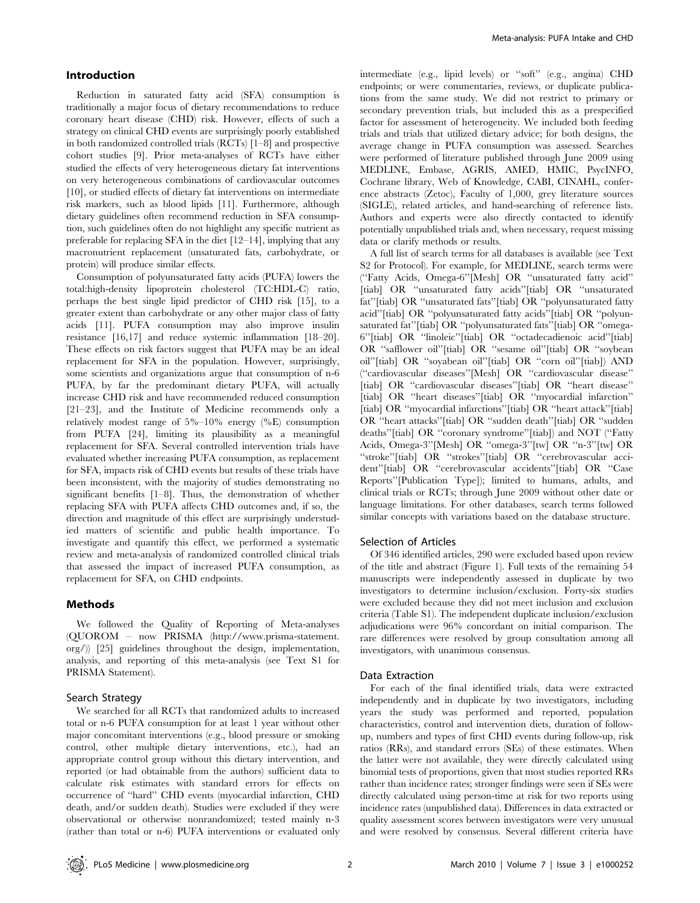## Introduction

Reduction in saturated fatty acid (SFA) consumption is traditionally a major focus of dietary recommendations to reduce coronary heart disease (CHD) risk. However, effects of such a strategy on clinical CHD events are surprisingly poorly established in both randomized controlled trials (RCTs) [1–8] and prospective cohort studies [9]. Prior meta-analyses of RCTs have either studied the effects of very heterogeneous dietary fat interventions on very heterogeneous combinations of cardiovascular outcomes [10], or studied effects of dietary fat interventions on intermediate risk markers, such as blood lipids [11]. Furthermore, although dietary guidelines often recommend reduction in SFA consumption, such guidelines often do not highlight any specific nutrient as preferable for replacing SFA in the diet [12–14], implying that any macronutrient replacement (unsaturated fats, carbohydrate, or protein) will produce similar effects.

Consumption of polyunsaturated fatty acids (PUFA) lowers the total:high-density lipoprotein cholesterol (TC:HDL-C) ratio, perhaps the best single lipid predictor of CHD risk [15], to a greater extent than carbohydrate or any other major class of fatty acids [11]. PUFA consumption may also improve insulin resistance [16,17] and reduce systemic inflammation [18–20]. These effects on risk factors suggest that PUFA may be an ideal replacement for SFA in the population. However, surprisingly, some scientists and organizations argue that consumption of n-6 PUFA, by far the predominant dietary PUFA, will actually increase CHD risk and have recommended reduced consumption [21–23], and the Institute of Medicine recommends only a relatively modest range of 5%–10% energy (%E) consumption from PUFA [24], limiting its plausibility as a meaningful replacement for SFA. Several controlled intervention trials have evaluated whether increasing PUFA consumption, as replacement for SFA, impacts risk of CHD events but results of these trials have been inconsistent, with the majority of studies demonstrating no significant benefits [1–8]. Thus, the demonstration of whether replacing SFA with PUFA affects CHD outcomes and, if so, the direction and magnitude of this effect are surprisingly understudied matters of scientific and public health importance. To investigate and quantify this effect, we performed a systematic review and meta-analysis of randomized controlled clinical trials that assessed the impact of increased PUFA consumption, as replacement for SFA, on CHD endpoints.

## Methods

We followed the Quality of Reporting of Meta-analyses (QUOROM – now PRISMA (http://www.prisma-statement.org/)) [25] guidelines throughout the design, implementation, analysis, and reporting of this meta-analysis (see Text S1 for PRISMA Statement).

### Search Strategy

We searched for all RCTs that randomized adults to increased total or n-6 PUFA consumption for at least 1 year without other major concomitant interventions (e.g., blood pressure or smoking control, other multiple dietary interventions, etc.), had an appropriate control group without this dietary intervention, and reported (or had obtainable from the authors) sufficient data to calculate risk estimates with standard errors for effects on occurrence of "hard" CHD events (myocardial infarction, CHD death, and/or sudden death). Studies were excluded if they were observational or otherwise nonrandomized; tested mainly n-3 (rather than total or n-6) PUFA interventions or evaluated only intermediate (e.g., lipid levels) or "soft" (e.g., angina) CHD endpoints; or were commentaries, reviews, or duplicate publications from the same study. We did not restrict to primary or secondary prevention trials, but included this as a prespecified factor for assessment of heterogeneity. We included both feeding trials and trials that utilized dietary advice; for both designs, the average change in PUFA consumption was assessed. Searches were performed of literature published through June 2009 using MEDLINE, Embase, AGRIS, AMED, HMIC, PsycINFO, Cochrane library, Web of Knowledge, CABI, CINAHL, conference abstracts (Zetoc), Faculty of 1,000, grey literature sources (SIGLE), related articles, and hand-searching of reference lists. Authors and experts were also directly contacted to identify potentially unpublished trials and, when necessary, request missing data or clarify methods or results.

A full list of search terms for all databases is available (see Text S2 for Protocol). For example, for MEDLINE, search terms were ("Fatty Acids, Omega-6"[Mesh] OR "unsaturated fatty acid"[tiab] OR "unsaturated fatty acids"[tiab] OR "unsaturated fat"[tiab] OR "unsaturated fats"[tiab] OR "polyunsaturated fatty acid"[tiab] OR "polyunsaturated fatty acids"[tiab] OR "polyunsaturated fat"[tiab] OR "polyunsaturated fats"[tiab] OR "omega-6"[tiab] OR "linoleic"[tiab] OR "octadecadienoic acid"[tiab] OR "safflower oil"[tiab] OR "sesame oil"[tiab] OR "soybean oil"[tiab] OR "soyabean oil"[tiab] OR "corn oil"[tiab]) AND ("cardiovascular diseases"[Mesh] OR "cardiovascular disease"[tiab] OR "cardiovascular diseases"[tiab] OR "heart disease"[tiab] OR "heart diseases"[tiab] OR "myocardial infarction"[tiab] OR "myocardial infarctions"[tiab] OR "heart attack"[tiab] OR "heart attacks"[tiab] OR "sudden death"[tiab] OR "sudden deaths"[tiab] OR "coronary syndrome"[tiab]) and NOT ("Fatty Acids, Omega-3"[Mesh] OR "omega-3"[tw] OR "n-3"[tw] OR "stroke"[tiab] OR "strokes"[tiab] OR "cerebrovascular accident"[tiab] OR "cerebrovascular accidents"[tiab] OR "Case Reports"[Publication Type]); limited to humans, adults, and clinical trials or RCTs; through June 2009 without other date or language limitations. For other databases, search terms followed similar concepts with variations based on the database structure.

### Selection of Articles

Of 346 identified articles, 290 were excluded based upon review of the title and abstract (Figure 1). Full texts of the remaining 54 manuscripts were independently assessed in duplicate by two investigators to determine inclusion/exclusion. Forty-six studies were excluded because they did not meet inclusion and exclusion criteria (Table S1). The independent duplicate inclusion/exclusion adjudications were 96% concordant on initial comparison. The rare differences were resolved by group consultation among all investigators, with unanimous consensus.

### Data Extraction

For each of the final identified trials, data were extracted independently and in duplicate by two investigators, including years the study was performed and reported, population characteristics, control and intervention diets, duration of follow-up, numbers and types of first CHD events during follow-up, risk ratios (RRs), and standard errors (SEs) of these estimates. When the latter were not available, they were directly calculated using binomial tests of proportions, given that most studies reported RRs rather than incidence rates; stronger findings were seen if SEs were directly calculated using person-time at risk for two reports using incidence rates (unpublished data). Differences in data extracted or quality assessment scores between investigators were very unusual and were resolved by consensus. Several different criteria have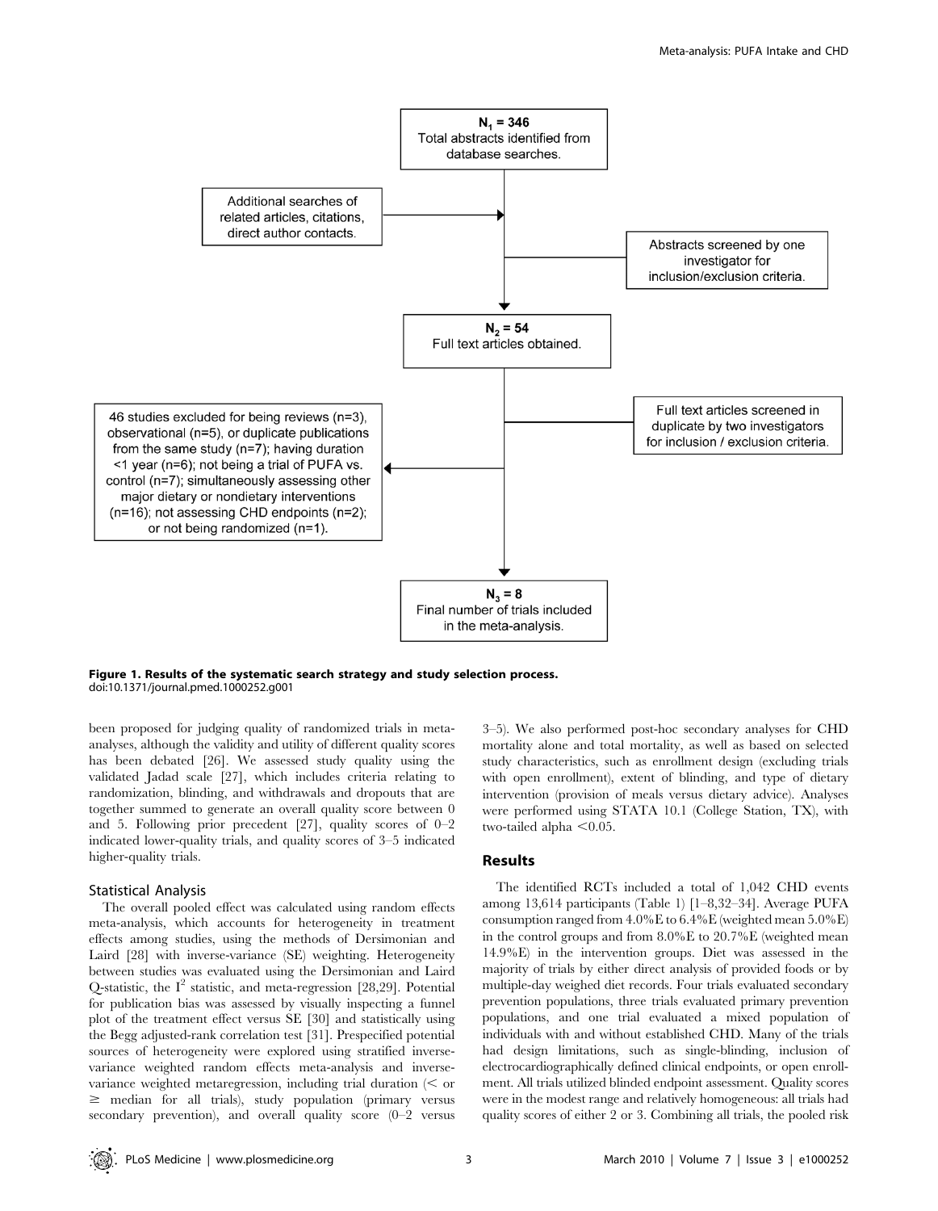**Figure 1. Results of the systematic search strategy and study selection process.**
doi:10.1371/journal.pmed.1000252.g001

been proposed for judging quality of randomized trials in meta-analyses, although the validity and utility of different quality scores has been debated [26]. We assessed study quality using the validated Jadad scale [27], which includes criteria relating to randomization, blinding, and withdrawals and dropouts that are together summed to generate an overall quality score between 0 and 5. Following prior precedent [27], quality scores of 0–2 indicated lower-quality trials, and quality scores of 3–5 indicated higher-quality trials.

### Statistical Analysis

The overall pooled effect was calculated using random effects meta-analysis, which accounts for heterogeneity in treatment effects among studies, using the methods of Dersimonian and Laird [28] with inverse-variance (SE) weighting. Heterogeneity between studies was evaluated using the Dersimonian and Laird Q-statistic, the $I^2$ statistic, and meta-regression [28,29]. Potential for publication bias was assessed by visually inspecting a funnel plot of the treatment effect versus SE [30] and statistically using the Begg adjusted-rank correlation test [31]. Prespecified potential sources of heterogeneity were explored using stratified inverse-variance weighted random effects meta-analysis and inverse-variance weighted metaregression, including trial duration ($<$ or $\geq$ median for all trials), study population (primary versus secondary prevention), and overall quality score (0–2 versus 3–5). We also performed post-hoc secondary analyses for CHD mortality alone and total mortality, as well as based on selected study characteristics, such as enrollment design (excluding trials with open enrollment), extent of blinding, and type of dietary intervention (provision of meals versus dietary advice). Analyses were performed using STATA 10.1 (College Station, TX), with two-tailed alpha $<0.05$.

## Results

The identified RCTs included a total of 1,042 CHD events among 13,614 participants (Table 1) [1–8,32–34]. Average PUFA consumption ranged from 4.0%E to 6.4%E (weighted mean 5.0%E) in the control groups and from 8.0%E to 20.7%E (weighted mean 14.9%E) in the intervention groups. Diet was assessed in the majority of trials by either direct analysis of provided foods or by multiple-day weighed diet records. Four trials evaluated secondary prevention populations, three trials evaluated primary prevention populations, and one trial evaluated a mixed population of individuals with and without established CHD. Many of the trials had design limitations, such as single-blinding, inclusion of electrocardiographically defined clinical endpoints, or open enrollment. All trials utilized blinded endpoint assessment. Quality scores were in the modest range and relatively homogeneous: all trials had quality scores of either 2 or 3. Combining all trials, the pooled risk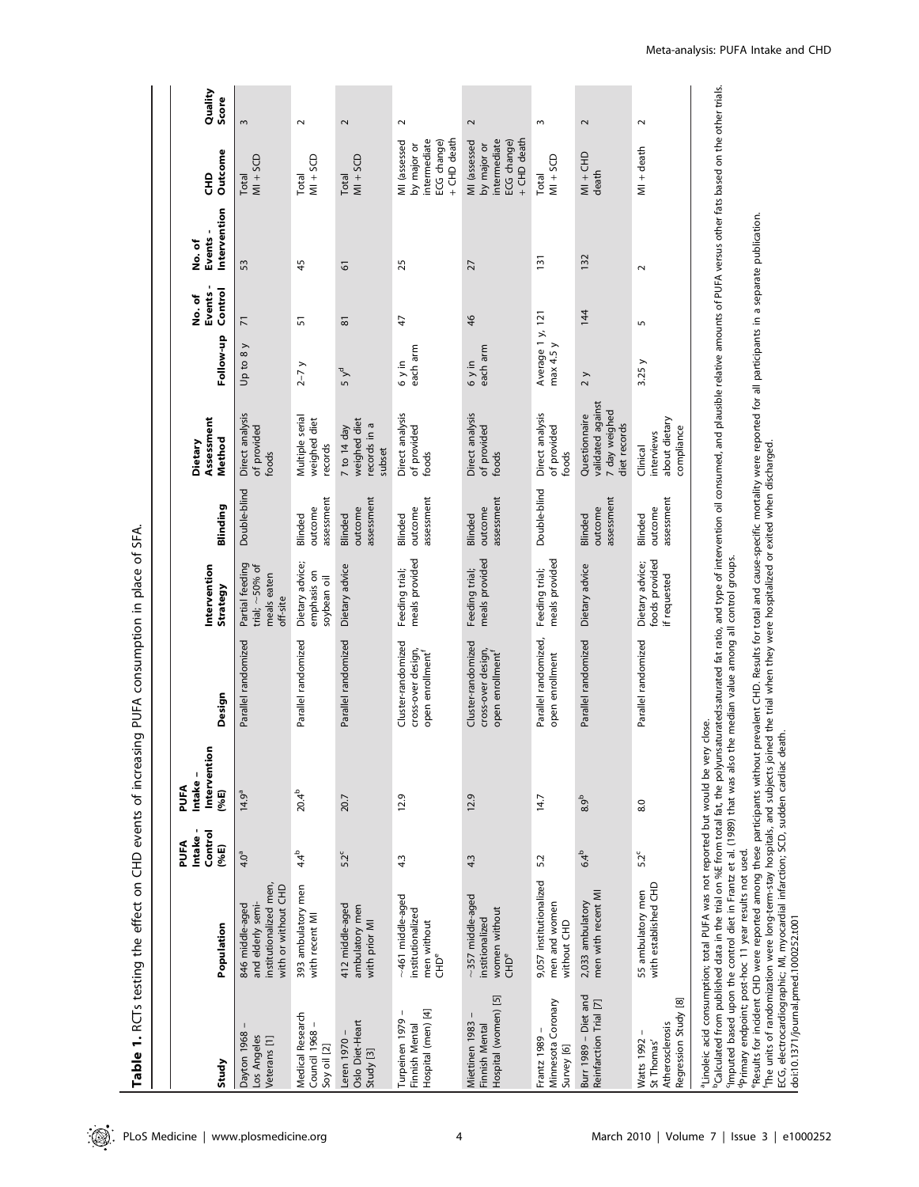**Table 1.** RCTs testing the effect on CHD events of increasing PUFA consumption in place of SFA.

| Study | Population | PUFA Intake - Control (%E) | PUFA Intake – Intervention (%E) | Design | Intervention Strategy | Blinding | Dietary Assessment Method | Follow-up | No. of Events - Control | No. of Events - Intervention | CHD Outcome | Quality Score |
|---|---|---|---|---|---|---|---|---|---|---|---|---|
| Dayton 1968 – Los Angeles Veterans [1] | 846 middle-aged and elderly semi-institutionalized men, with or without CHD | 4.0[a] | 14.9[a] | Parallel randomized | Partial feeding trial; ~50% of meals eaten off-site | Double-blind | Direct analysis of provided foods | Up to 8 y | 71 | 53 | Total MI + SCD | 3 |
| Medical Research Council 1968 – Soy oil [2] | 393 ambulatory men with recent MI | 4.4[b] | 20.4[b] | Parallel randomized | Dietary advice; emphasis on soybean oil | Blinded outcome assessment | Multiple serial weighed diet records | 2–7 y | 51 | 45 | Total MI + SCD | 2 |
| Leren 1970 – Oslo Diet-Heart Study [3] | 412 middle-aged ambulatory men with prior MI | 5.2[c] | 20.7 | Parallel randomized | Dietary advice | Blinded outcome assessment | 7 to 14 day weighed diet records in a subset | 5 y[d] | 81 | 61 | Total MI + SCD | 2 |
| Turpeinen 1979 – Finnish Mental Hospital (men) [4] | ~461 middle-aged institutionalized men without CHD[e] | 4.3 | 12.9 | Cluster-randomized cross-over design, open enrollment[f] | Feeding trial; meals provided | Blinded outcome assessment | Direct analysis of provided foods | 6 y in each arm | 47 | 25 | MI (assessed by major or intermediate ECG change) + CHD death | 2 |
| Miettinen 1983 – Finnish Mental Hospital (women) [5] | ~357 middle-aged institionalized women without CHD[e] | 4.3 | 12.9 | Cluster-randomized cross-over design, open enrollment[f] | Feeding trial; meals provided | Blinded outcome assessment | Direct analysis of provided foods | 6 y in each arm | 46 | 27 | MI (assessed by major or intermediate ECG change) + CHD death | 2 |
| Frantz 1989 – Minnesota Coronary Survey [6] | 9,057 institutionalized men and women without CHD | 5.2 | 14.7 | Parallel randomized, open enrollment | Feeding trial; meals provided | Double-blind | Direct analysis of provided foods | Average 1 y, max 4.5 y | 121 | 131 | Total MI + SCD | 3 |
| Burr 1989 – Diet and Reinfarction Trial [7] | 2,033 ambulatory men with recent MI | 6.4[b] | 8.9[b] | Parallel randomized | Dietary advice | Blinded outcome assessment | Questionnaire validated against 7 day weighed diet records | 2 y | 144 | 132 | MI + CHD death | 2 |
| Watts 1992 – St Thomas' Atherosclerosis Regression Study [8] | 55 ambulatory men with established CHD | 5.2[c] | 8.0 | Parallel randomized | Dietary advice; foods provided if requested | Blinded outcome assessment | Clinical interviews about dietary compliance | 3.25 y | 5 | 2 | MI + death | 2 |

[a]Linoleic acid consumption; total PUFA was not reported but would be very close.
[b]Calculated from published data in the trial on %E from total fat, the polyunsaturated:saturated fat ratio, and type of intervention oil consumed, and plausible relative amounts of PUFA versus other fats based on the other trials.
[c]Imputed based upon the control diet in Frantz et al. (1989) that was also the median value among all control groups.
[d]Primary endpoint; post-hoc 11 year results not used.
[e]Results for incident CHD were reported among these participants without prevalent CHD. Results for total and cause-specific mortality were reported for all participants in a separate publication.
[f]The units of randomization were long-term-stay hospitals, and subjects joined the trial when they were hospitalized or exited when discharged.
ECG, electrocardiographic; MI, myocardial infarction; SCD, sudden cardiac death.
doi:10.1371/journal.pmed.1000252.t001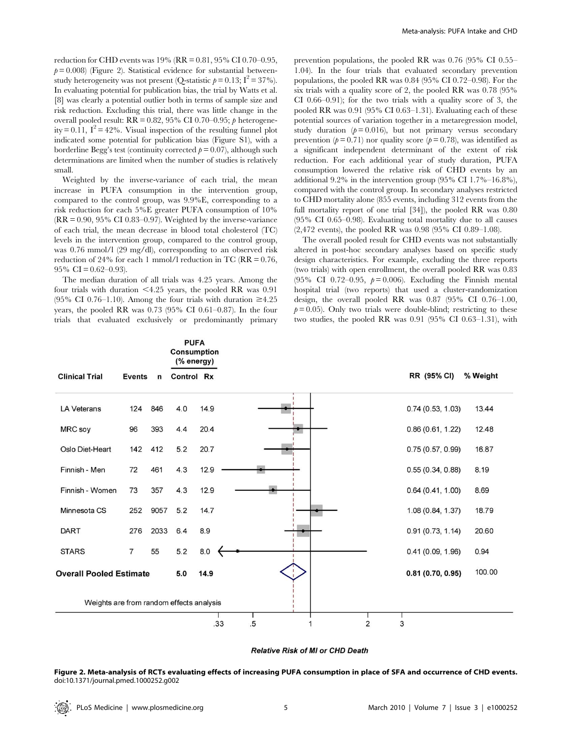reduction for CHD events was 19% (RR = 0.81, 95% CI 0.70–0.95, $p = 0.008$) (Figure 2). Statistical evidence for substantial between-study heterogeneity was not present (Q-statistic $p = 0.13$; $I^2 = 37\%$). In evaluating potential for publication bias, the trial by Watts et al. [8] was clearly a potential outlier both in terms of sample size and risk reduction. Excluding this trial, there was little change in the overall pooled result: RR = 0.82, 95% CI 0.70–0.95; $p$ heterogeneity = 0.11, $I^2 = 42\%$. Visual inspection of the resulting funnel plot indicated some potential for publication bias (Figure S1), with a borderline Begg's test (continuity corrected $p = 0.07$), although such determinations are limited when the number of studies is relatively small.

Weighted by the inverse-variance of each trial, the mean increase in PUFA consumption in the intervention group, compared to the control group, was 9.9%E, corresponding to a risk reduction for each 5%E greater PUFA consumption of 10% (RR = 0.90, 95% CI 0.83–0.97). Weighted by the inverse-variance of each trial, the mean decrease in blood total cholesterol (TC) levels in the intervention group, compared to the control group, was 0.76 mmol/l (29 mg/dl), corresponding to an observed risk reduction of 24% for each 1 mmol/l reduction in TC (RR = 0.76, 95% CI = 0.62–0.93).

The median duration of all trials was 4.25 years. Among the four trials with duration <4.25 years, the pooled RR was 0.91 (95% CI 0.76–1.10). Among the four trials with duration ≥4.25 years, the pooled RR was 0.73 (95% CI 0.61–0.87). In the four trials that evaluated exclusively or predominantly primary prevention populations, the pooled RR was 0.76 (95% CI 0.55–1.04). In the four trials that evaluated secondary prevention populations, the pooled RR was 0.84 (95% CI 0.72–0.98). For the six trials with a quality score of 2, the pooled RR was 0.78 (95% CI 0.66–0.91); for the two trials with a quality score of 3, the pooled RR was 0.91 (95% CI 0.63–1.31). Evaluating each of these potential sources of variation together in a metaregression model, study duration ($p = 0.016$), but not primary versus secondary prevention ($p = 0.71$) nor quality score ($p = 0.78$), was identified as a significant independent determinant of the extent of risk reduction. For each additional year of study duration, PUFA consumption lowered the relative risk of CHD events by an additional 9.2% in the intervention group (95% CI 1.7%–16.8%), compared with the control group. In secondary analyses restricted to CHD mortality alone (855 events, including 312 events from the full mortality report of one trial [34]), the pooled RR was 0.80 (95% CI 0.65–0.98). Evaluating total mortality due to all causes (2,472 events), the pooled RR was 0.98 (95% CI 0.89–1.08).

The overall pooled result for CHD events was not substantially altered in post-hoc secondary analyses based on specific study design characteristics. For example, excluding the three reports (two trials) with open enrollment, the overall pooled RR was 0.83 (95% CI 0.72–0.95, $p = 0.006$). Excluding the Finnish mental hospital trial (two reports) that used a cluster-randomization design, the overall pooled RR was 0.87 (95% CI 0.76–1.00, $p = 0.05$). Only two trials were double-blind; restricting to these two studies, the pooled RR was 0.91 (95% CI 0.63–1.31), with

| Clinical Trial | Events | n | PUFA Consumption (% energy) Control | Rx | RR (95% CI) | % Weight |
|---|---|---|---|---|---|---|
| LA Veterans | 124 | 846 | 4.0 | 14.9 | 0.74 (0.53, 1.03) | 13.44 |
| MRC soy | 96 | 393 | 4.4 | 20.4 | 0.86 (0.61, 1.22) | 12.48 |
| Oslo Diet-Heart | 142 | 412 | 5.2 | 20.7 | 0.75 (0.57, 0.99) | 16.87 |
| Finnish - Men | 72 | 461 | 4.3 | 12.9 | 0.55 (0.34, 0.88) | 8.19 |
| Finnish - Women | 73 | 357 | 4.3 | 12.9 | 0.64 (0.41, 1.00) | 8.69 |
| Minnesota CS | 252 | 9057 | 5.2 | 14.7 | 1.08 (0.84, 1.37) | 18.79 |
| DART | 276 | 2033 | 6.4 | 8.9 | 0.91 (0.73, 1.14) | 20.60 |
| STARS | 7 | 55 | 5.2 | 8.0 | 0.41 (0.09, 1.96) | 0.94 |
| **Overall Pooled Estimate** | | | **5.0** | **14.9** | **0.81 (0.70, 0.95)** | 100.00 |

Weights are from random effects analysis

Relative Risk of MI or CHD Death

**Figure 2. Meta-analysis of RCTs evaluating effects of increasing PUFA consumption in place of SFA and occurrence of CHD events.**
doi:10.1371/journal.pmed.1000252.g002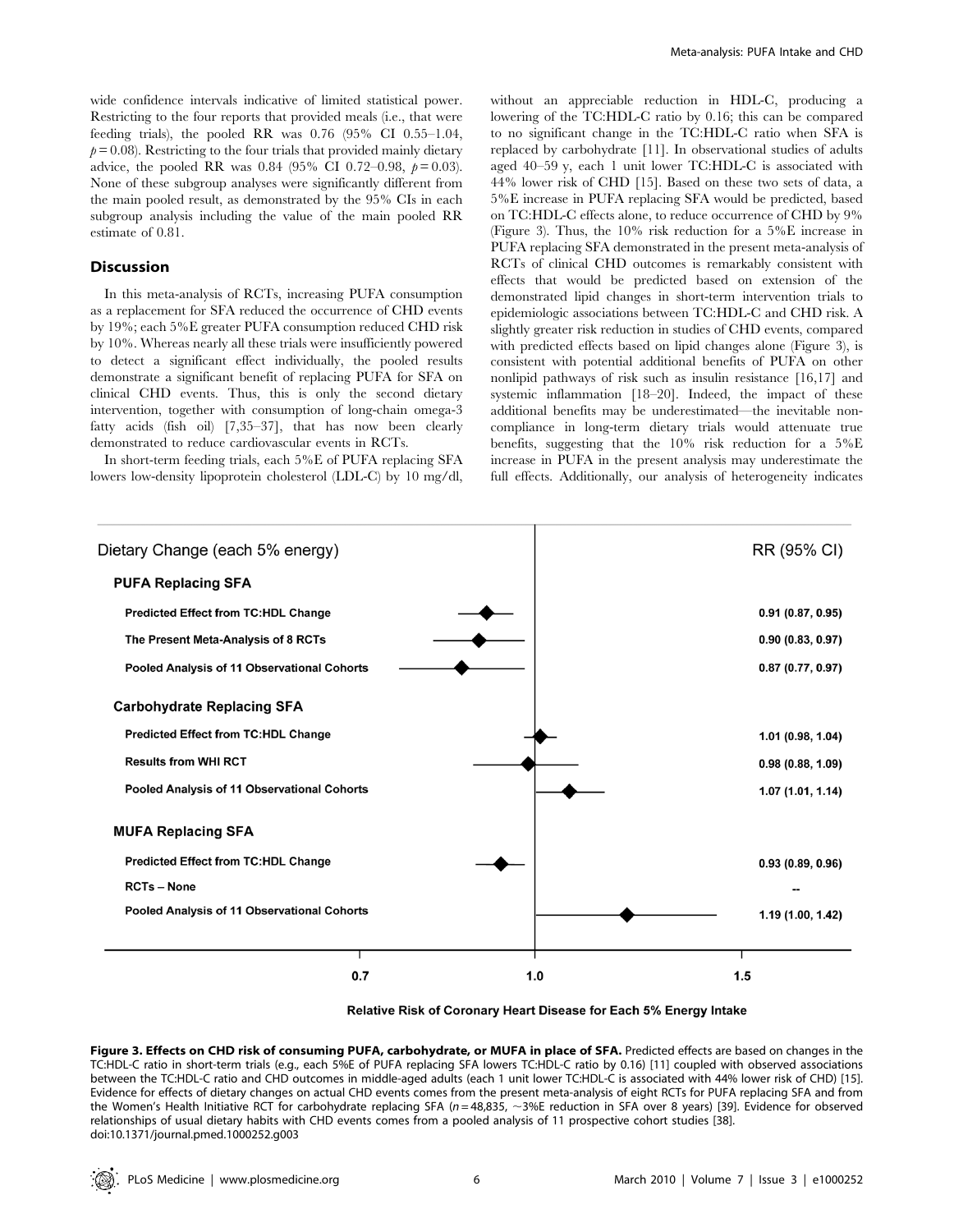wide confidence intervals indicative of limited statistical power. Restricting to the four reports that provided meals (i.e., that were feeding trials), the pooled RR was 0.76 (95% CI 0.55–1.04, $p = 0.08$). Restricting to the four trials that provided mainly dietary advice, the pooled RR was 0.84 (95% CI 0.72–0.98, $p = 0.03$). None of these subgroup analyses were significantly different from the main pooled result, as demonstrated by the 95% CIs in each subgroup analysis including the value of the main pooled RR estimate of 0.81.

## Discussion

In this meta-analysis of RCTs, increasing PUFA consumption as a replacement for SFA reduced the occurrence of CHD events by 19%; each 5%E greater PUFA consumption reduced CHD risk by 10%. Whereas nearly all these trials were insufficiently powered to detect a significant effect individually, the pooled results demonstrate a significant benefit of replacing PUFA for SFA on clinical CHD events. Thus, this is only the second dietary intervention, together with consumption of long-chain omega-3 fatty acids (fish oil) [7,35–37], that has now been clearly demonstrated to reduce cardiovascular events in RCTs.

In short-term feeding trials, each 5%E of PUFA replacing SFA lowers low-density lipoprotein cholesterol (LDL-C) by 10 mg/dl, without an appreciable reduction in HDL-C, producing a lowering of the TC:HDL-C ratio by 0.16; this can be compared to no significant change in the TC:HDL-C ratio when SFA is replaced by carbohydrate [11]. In observational studies of adults aged 40–59 y, each 1 unit lower TC:HDL-C is associated with 44% lower risk of CHD [15]. Based on these two sets of data, a 5%E increase in PUFA replacing SFA would be predicted, based on TC:HDL-C effects alone, to reduce occurrence of CHD by 9% (Figure 3). Thus, the 10% risk reduction for a 5%E increase in PUFA replacing SFA demonstrated in the present meta-analysis of RCTs of clinical CHD outcomes is remarkably consistent with effects that would be predicted based on extension of the demonstrated lipid changes in short-term intervention trials to epidemiologic associations between TC:HDL-C and CHD risk. A slightly greater risk reduction in studies of CHD events, compared with predicted effects based on lipid changes alone (Figure 3), is consistent with potential additional benefits of PUFA on other nonlipid pathways of risk such as insulin resistance [16,17] and systemic inflammation [18–20]. Indeed, the impact of these additional benefits may be underestimated—the inevitable non-compliance in long-term dietary trials would attenuate true benefits, suggesting that the 10% risk reduction for a 5%E increase in PUFA in the present analysis may underestimate the full effects. Additionally, our analysis of heterogeneity indicates

| Dietary Change (each 5% energy) | RR (95% CI) |
| --- | --- |
| **PUFA Replacing SFA** | |
| Predicted Effect from TC:HDL Change | 0.91 (0.87, 0.95) |
| The Present Meta-Analysis of 8 RCTs | 0.90 (0.83, 0.97) |
| Pooled Analysis of 11 Observational Cohorts | 0.87 (0.77, 0.97) |
| **Carbohydrate Replacing SFA** | |
| Predicted Effect from TC:HDL Change | 1.01 (0.98, 1.04) |
| Results from WHI RCT | 0.98 (0.88, 1.09) |
| Pooled Analysis of 11 Observational Cohorts | 1.07 (1.01, 1.14) |
| **MUFA Replacing SFA** | |
| Predicted Effect from TC:HDL Change | 0.93 (0.89, 0.96) |
| RCTs – None | -- |
| Pooled Analysis of 11 Observational Cohorts | 1.19 (1.00, 1.42) |

Relative Risk of Coronary Heart Disease for Each 5% Energy Intake

**Figure 3. Effects on CHD risk of consuming PUFA, carbohydrate, or MUFA in place of SFA.** Predicted effects are based on changes in the TC:HDL-C ratio in short-term trials (e.g., each 5%E of PUFA replacing SFA lowers TC:HDL-C ratio by 0.16) [11] coupled with observed associations between the TC:HDL-C ratio and CHD outcomes in middle-aged adults (each 1 unit lower TC:HDL-C is associated with 44% lower risk of CHD) [15]. Evidence for effects of dietary changes on actual CHD events comes from the present meta-analysis of eight RCTs for PUFA replacing SFA and from the Women's Health Initiative RCT for carbohydrate replacing SFA ($n = 48{,}835$, ~3%E reduction in SFA over 8 years) [39]. Evidence for observed relationships of usual dietary habits with CHD events comes from a pooled analysis of 11 prospective cohort studies [38].
doi:10.1371/journal.pmed.1000252.g003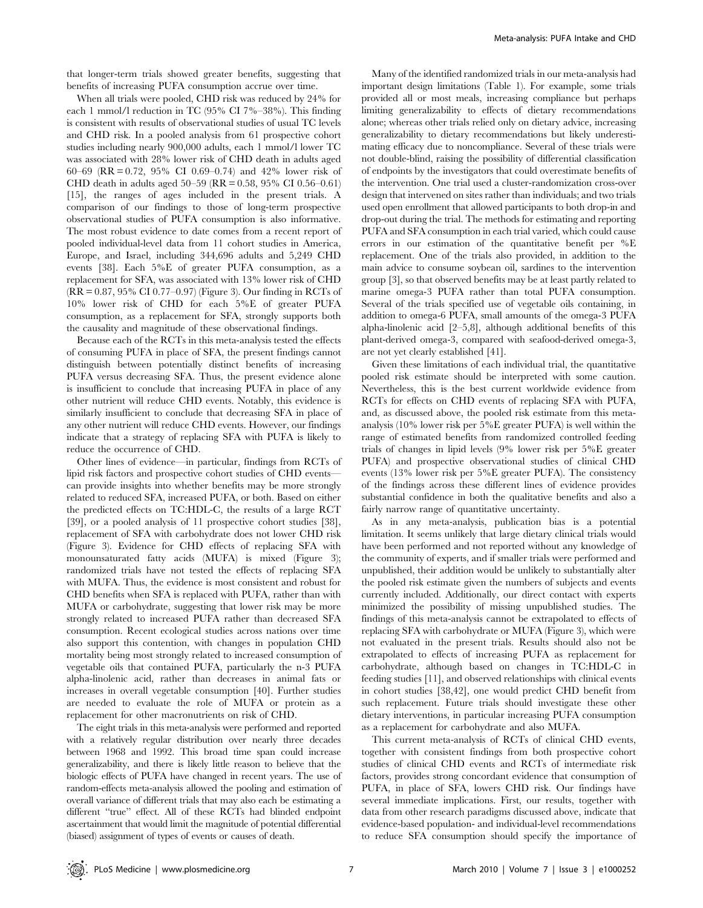that longer-term trials showed greater benefits, suggesting that benefits of increasing PUFA consumption accrue over time.

When all trials were pooled, CHD risk was reduced by 24% for each 1 mmol/l reduction in TC (95% CI 7%–38%). This finding is consistent with results of observational studies of usual TC levels and CHD risk. In a pooled analysis from 61 prospective cohort studies including nearly 900,000 adults, each 1 mmol/l lower TC was associated with 28% lower risk of CHD death in adults aged 60–69 (RR = 0.72, 95% CI 0.69–0.74) and 42% lower risk of CHD death in adults aged 50–59 (RR = 0.58, 95% CI 0.56–0.61) [15], the ranges of ages included in the present trials. A comparison of our findings to those of long-term prospective observational studies of PUFA consumption is also informative. The most robust evidence to date comes from a recent report of pooled individual-level data from 11 cohort studies in America, Europe, and Israel, including 344,696 adults and 5,249 CHD events [38]. Each 5%E of greater PUFA consumption, as a replacement for SFA, was associated with 13% lower risk of CHD (RR = 0.87, 95% CI 0.77–0.97) (Figure 3). Our finding in RCTs of 10% lower risk of CHD for each 5%E of greater PUFA consumption, as a replacement for SFA, strongly supports both the causality and magnitude of these observational findings.

Because each of the RCTs in this meta-analysis tested the effects of consuming PUFA in place of SFA, the present findings cannot distinguish between potentially distinct benefits of increasing PUFA versus decreasing SFA. Thus, the present evidence alone is insufficient to conclude that increasing PUFA in place of any other nutrient will reduce CHD events. Notably, this evidence is similarly insufficient to conclude that decreasing SFA in place of any other nutrient will reduce CHD events. However, our findings indicate that a strategy of replacing SFA with PUFA is likely to reduce the occurrence of CHD.

Other lines of evidence—in particular, findings from RCTs of lipid risk factors and prospective cohort studies of CHD events—can provide insights into whether benefits may be more strongly related to reduced SFA, increased PUFA, or both. Based on either the predicted effects on TC:HDL-C, the results of a large RCT [39], or a pooled analysis of 11 prospective cohort studies [38], replacement of SFA with carbohydrate does not lower CHD risk (Figure 3). Evidence for CHD effects of replacing SFA with monounsaturated fatty acids (MUFA) is mixed (Figure 3); randomized trials have not tested the effects of replacing SFA with MUFA. Thus, the evidence is most consistent and robust for CHD benefits when SFA is replaced with PUFA, rather than with MUFA or carbohydrate, suggesting that lower risk may be more strongly related to increased PUFA rather than decreased SFA consumption. Recent ecological studies across nations over time also support this contention, with changes in population CHD mortality being most strongly related to increased consumption of vegetable oils that contained PUFA, particularly the n-3 PUFA alpha-linolenic acid, rather than decreases in animal fats or increases in overall vegetable consumption [40]. Further studies are needed to evaluate the role of MUFA or protein as a replacement for other macronutrients on risk of CHD.

The eight trials in this meta-analysis were performed and reported with a relatively regular distribution over nearly three decades between 1968 and 1992. This broad time span could increase generalizability, and there is likely little reason to believe that the biologic effects of PUFA have changed in recent years. The use of random-effects meta-analysis allowed the pooling and estimation of overall variance of different trials that may also each be estimating a different "true" effect. All of these RCTs had blinded endpoint ascertainment that would limit the magnitude of potential differential (biased) assignment of types of events or causes of death.

Many of the identified randomized trials in our meta-analysis had important design limitations (Table 1). For example, some trials provided all or most meals, increasing compliance but perhaps limiting generalizability to effects of dietary recommendations alone; whereas other trials relied only on dietary advice, increasing generalizability to dietary recommendations but likely underestimating efficacy due to noncompliance. Several of these trials were not double-blind, raising the possibility of differential classification of endpoints by the investigators that could overestimate benefits of the intervention. One trial used a cluster-randomization cross-over design that intervened on sites rather than individuals; and two trials used open enrollment that allowed participants to both drop-in and drop-out during the trial. The methods for estimating and reporting PUFA and SFA consumption in each trial varied, which could cause errors in our estimation of the quantitative benefit per %E replacement. One of the trials also provided, in addition to the main advice to consume soybean oil, sardines to the intervention group [3], so that observed benefits may be at least partly related to marine omega-3 PUFA rather than total PUFA consumption. Several of the trials specified use of vegetable oils containing, in addition to omega-6 PUFA, small amounts of the omega-3 PUFA alpha-linolenic acid [2–5,8], although additional benefits of this plant-derived omega-3, compared with seafood-derived omega-3, are not yet clearly established [41].

Given these limitations of each individual trial, the quantitative pooled risk estimate should be interpreted with some caution. Nevertheless, this is the best current worldwide evidence from RCTs for effects on CHD events of replacing SFA with PUFA, and, as discussed above, the pooled risk estimate from this meta-analysis (10% lower risk per 5%E greater PUFA) is well within the range of estimated benefits from randomized controlled feeding trials of changes in lipid levels (9% lower risk per 5%E greater PUFA) and prospective observational studies of clinical CHD events (13% lower risk per 5%E greater PUFA). The consistency of the findings across these different lines of evidence provides substantial confidence in both the qualitative benefits and also a fairly narrow range of quantitative uncertainty.

As in any meta-analysis, publication bias is a potential limitation. It seems unlikely that large dietary clinical trials would have been performed and not reported without any knowledge of the community of experts, and if smaller trials were performed and unpublished, their addition would be unlikely to substantially alter the pooled risk estimate given the numbers of subjects and events currently included. Additionally, our direct contact with experts minimized the possibility of missing unpublished studies. The findings of this meta-analysis cannot be extrapolated to effects of replacing SFA with carbohydrate or MUFA (Figure 3), which were not evaluated in the present trials. Results should also not be extrapolated to effects of increasing PUFA as replacement for carbohydrate, although based on changes in TC:HDL-C in feeding studies [11], and observed relationships with clinical events in cohort studies [38,42], one would predict CHD benefit from such replacement. Future trials should investigate these other dietary interventions, in particular increasing PUFA consumption as a replacement for carbohydrate and also MUFA.

This current meta-analysis of RCTs of clinical CHD events, together with consistent findings from both prospective cohort studies of clinical CHD events and RCTs of intermediate risk factors, provides strong concordant evidence that consumption of PUFA, in place of SFA, lowers CHD risk. Our findings have several immediate implications. First, our results, together with data from other research paradigms discussed above, indicate that evidence-based population- and individual-level recommendations to reduce SFA consumption should specify the importance of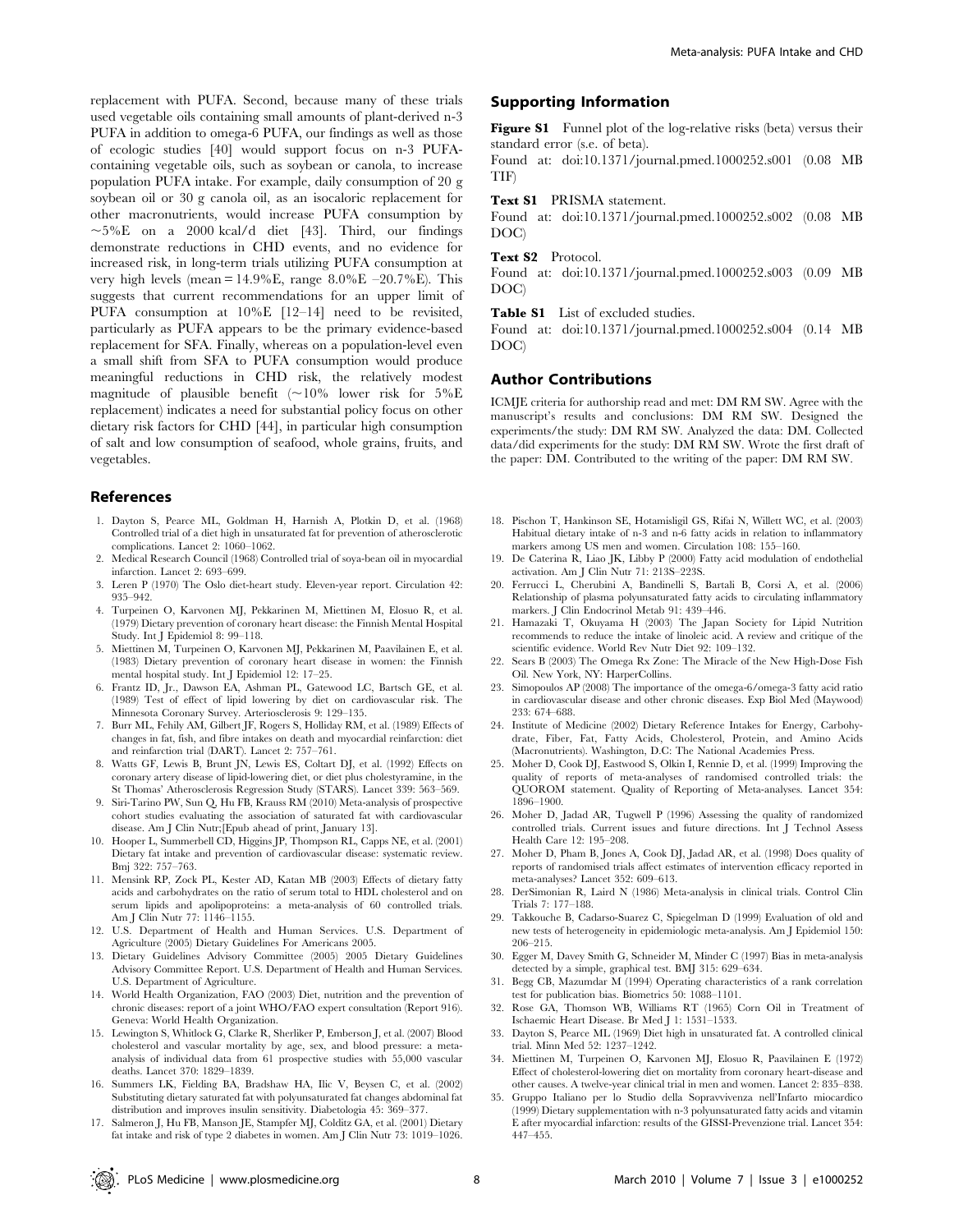replacement with PUFA. Second, because many of these trials used vegetable oils containing small amounts of plant-derived n-3 PUFA in addition to omega-6 PUFA, our findings as well as those of ecologic studies [40] would support focus on n-3 PUFA-containing vegetable oils, such as soybean or canola, to increase population PUFA intake. For example, daily consumption of 20 g soybean oil or 30 g canola oil, as an isocaloric replacement for other macronutrients, would increase PUFA consumption by ~5%E on a 2000 kcal/d diet [43]. Third, our findings demonstrate reductions in CHD events, and no evidence for increased risk, in long-term trials utilizing PUFA consumption at very high levels (mean = 14.9%E, range 8.0%E –20.7%E). This suggests that current recommendations for an upper limit of PUFA consumption at 10%E [12–14] need to be revisited, particularly as PUFA appears to be the primary evidence-based replacement for SFA. Finally, whereas on a population-level even a small shift from SFA to PUFA consumption would produce meaningful reductions in CHD risk, the relatively modest magnitude of plausible benefit (~10% lower risk for 5%E replacement) indicates a need for substantial policy focus on other dietary risk factors for CHD [44], in particular high consumption of salt and low consumption of seafood, whole grains, fruits, and vegetables.

## Supporting Information

**Figure S1** Funnel plot of the log-relative risks (beta) versus their standard error (s.e. of beta).
Found at: doi:10.1371/journal.pmed.1000252.s001 (0.08 MB TIF)

**Text S1** PRISMA statement.
Found at: doi:10.1371/journal.pmed.1000252.s002 (0.08 MB DOC)

**Text S2** Protocol.
Found at: doi:10.1371/journal.pmed.1000252.s003 (0.09 MB DOC)

**Table S1** List of excluded studies.
Found at: doi:10.1371/journal.pmed.1000252.s004 (0.14 MB DOC)

## Author Contributions

ICMJE criteria for authorship read and met: DM RM SW. Agree with the manuscript's results and conclusions: DM RM SW. Designed the experiments/the study: DM RM SW. Analyzed the data: DM. Collected data/did experiments for the study: DM RM SW. Wrote the first draft of the paper: DM. Contributed to the writing of the paper: DM RM SW.

## References

1. Dayton S, Pearce ML, Goldman H, Harnish A, Plotkin D, et al. (1968) Controlled trial of a diet high in unsaturated fat for prevention of atherosclerotic complications. Lancet 2: 1060–1062.
2. Medical Research Council (1968) Controlled trial of soya-bean oil in myocardial infarction. Lancet 2: 693–699.
3. Leren P (1970) The Oslo diet-heart study. Eleven-year report. Circulation 42: 935–942.
4. Turpeinen O, Karvonen MJ, Pekkarinen M, Miettinen M, Elosuo R, et al. (1979) Dietary prevention of coronary heart disease: the Finnish Mental Hospital Study. Int J Epidemiol 8: 99–118.
5. Miettinen M, Turpeinen O, Karvonen MJ, Pekkarinen M, Paavilainen E, et al. (1983) Dietary prevention of coronary heart disease in women: the Finnish mental hospital study. Int J Epidemiol 12: 17–25.
6. Frantz ID, Jr., Dawson EA, Ashman PL, Gatewood LC, Bartsch GE, et al. (1989) Test of effect of lipid lowering by diet on cardiovascular risk. The Minnesota Coronary Survey. Arteriosclerosis 9: 129–135.
7. Burr ML, Fehily AM, Gilbert JF, Rogers S, Holliday RM, et al. (1989) Effects of changes in fat, fish, and fibre intakes on death and myocardial reinfarction: diet and reinfarction trial (DART). Lancet 2: 757–761.
8. Watts GF, Lewis B, Brunt JN, Lewis ES, Coltart DJ, et al. (1992) Effects on coronary artery disease of lipid-lowering diet, or diet plus cholestyramine, in the St Thomas' Atherosclerosis Regression Study (STARS). Lancet 339: 563–569.
9. Siri-Tarino PW, Sun Q, Hu FB, Krauss RM (2010) Meta-analysis of prospective cohort studies evaluating the association of saturated fat with cardiovascular disease. Am J Clin Nutr;[Epub ahead of print, January 13].
10. Hooper L, Summerbell CD, Higgins JP, Thompson RL, Capps NE, et al. (2001) Dietary fat intake and prevention of cardiovascular disease: systematic review. Bmj 322: 757–763.
11. Mensink RP, Zock PL, Kester AD, Katan MB (2003) Effects of dietary fatty acids and carbohydrates on the ratio of serum total to HDL cholesterol and on serum lipids and apolipoproteins: a meta-analysis of 60 controlled trials. Am J Clin Nutr 77: 1146–1155.
12. U.S. Department of Health and Human Services. U.S. Department of Agriculture (2005) Dietary Guidelines For Americans 2005.
13. Dietary Guidelines Advisory Committee (2005) 2005 Dietary Guidelines Advisory Committee Report. U.S. Department of Health and Human Services. U.S. Department of Agriculture.
14. World Health Organization, FAO (2003) Diet, nutrition and the prevention of chronic diseases: report of a joint WHO/FAO expert consultation (Report 916). Geneva: World Health Organization.
15. Lewington S, Whitlock G, Clarke R, Sherliker P, Emberson J, et al. (2007) Blood cholesterol and vascular mortality by age, sex, and blood pressure: a meta-analysis of individual data from 61 prospective studies with 55,000 vascular deaths. Lancet 370: 1829–1839.
16. Summers LK, Fielding BA, Bradshaw HA, Ilic V, Beysen C, et al. (2002) Substituting dietary saturated fat with polyunsaturated fat changes abdominal fat distribution and improves insulin sensitivity. Diabetologia 45: 369–377.
17. Salmeron J, Hu FB, Manson JE, Stampfer MJ, Colditz GA, et al. (2001) Dietary fat intake and risk of type 2 diabetes in women. Am J Clin Nutr 73: 1019–1026.
18. Pischon T, Hankinson SE, Hotamisligil GS, Rifai N, Willett WC, et al. (2003) Habitual dietary intake of n-3 and n-6 fatty acids in relation to inflammatory markers among US men and women. Circulation 108: 155–160.
19. De Caterina R, Liao JK, Libby P (2000) Fatty acid modulation of endothelial activation. Am J Clin Nutr 71: 213S–223S.
20. Ferrucci L, Cherubini A, Bandinelli S, Bartali B, Corsi A, et al. (2006) Relationship of plasma polyunsaturated fatty acids to circulating inflammatory markers. J Clin Endocrinol Metab 91: 439–446.
21. Hamazaki T, Okuyama H (2003) The Japan Society for Lipid Nutrition recommends to reduce the intake of linoleic acid. A review and critique of the scientific evidence. World Rev Nutr Diet 92: 109–132.
22. Sears B (2003) The Omega Rx Zone: The Miracle of the New High-Dose Fish Oil. New York, NY: HarperCollins.
23. Simopoulos AP (2008) The importance of the omega-6/omega-3 fatty acid ratio in cardiovascular disease and other chronic diseases. Exp Biol Med (Maywood) 233: 674–688.
24. Institute of Medicine (2002) Dietary Reference Intakes for Energy, Carbohydrate, Fiber, Fat, Fatty Acids, Cholesterol, Protein, and Amino Acids (Macronutrients). Washington, D.C: The National Academies Press.
25. Moher D, Cook DJ, Eastwood S, Olkin I, Rennie D, et al. (1999) Improving the quality of reports of meta-analyses of randomised controlled trials: the QUOROM statement. Quality of Reporting of Meta-analyses. Lancet 354: 1896–1900.
26. Moher D, Jadad AR, Tugwell P (1996) Assessing the quality of randomized controlled trials. Current issues and future directions. Int J Technol Assess Health Care 12: 195–208.
27. Moher D, Pham B, Jones A, Cook DJ, Jadad AR, et al. (1998) Does quality of reports of randomised trials affect estimates of intervention efficacy reported in meta-analyses? Lancet 352: 609–613.
28. DerSimonian R, Laird N (1986) Meta-analysis in clinical trials. Control Clin Trials 7: 177–188.
29. Takkouche B, Cadarso-Suarez C, Spiegelman D (1999) Evaluation of old and new tests of heterogeneity in epidemiologic meta-analysis. Am J Epidemiol 150: 206–215.
30. Egger M, Davey Smith G, Schneider M, Minder C (1997) Bias in meta-analysis detected by a simple, graphical test. BMJ 315: 629–634.
31. Begg CB, Mazumdar M (1994) Operating characteristics of a rank correlation test for publication bias. Biometrics 50: 1088–1101.
32. Rose GA, Thomson WB, Williams RT (1965) Corn Oil in Treatment of Ischaemic Heart Disease. Br Med J 1: 1531–1533.
33. Dayton S, Pearce ML (1969) Diet high in unsaturated fat. A controlled clinical trial. Minn Med 52: 1237–1242.
34. Miettinen M, Turpeinen O, Karvonen MJ, Elosuo R, Paavilainen E (1972) Effect of cholesterol-lowering diet on mortality from coronary heart-disease and other causes. A twelve-year clinical trial in men and women. Lancet 2: 835–838.
35. Gruppo Italiano per lo Studio della Sopravvivenza nell'Infarto miocardico (1999) Dietary supplementation with n-3 polyunsaturated fatty acids and vitamin E after myocardial infarction: results of the GISSI-Prevenzione trial. Lancet 354: 447–455.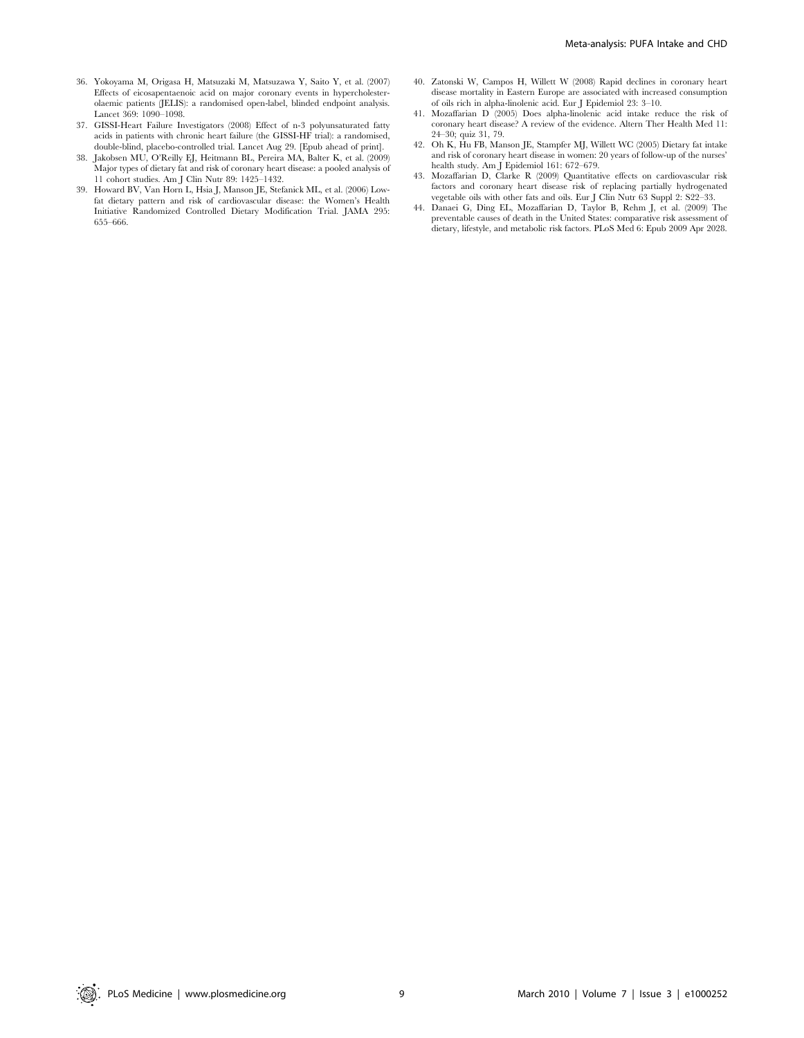36. Yokoyama M, Origasa H, Matsuzaki M, Matsuzawa Y, Saito Y, et al. (2007) Effects of eicosapentaenoic acid on major coronary events in hypercholesterolaemic patients (JELIS): a randomised open-label, blinded endpoint analysis. Lancet 369: 1090–1098.
37. GISSI-Heart Failure Investigators (2008) Effect of n-3 polyunsaturated fatty acids in patients with chronic heart failure (the GISSI-HF trial): a randomised, double-blind, placebo-controlled trial. Lancet Aug 29. [Epub ahead of print].
38. Jakobsen MU, O'Reilly EJ, Heitmann BL, Pereira MA, Balter K, et al. (2009) Major types of dietary fat and risk of coronary heart disease: a pooled analysis of 11 cohort studies. Am J Clin Nutr 89: 1425–1432.
39. Howard BV, Van Horn L, Hsia J, Manson JE, Stefanick ML, et al. (2006) Low-fat dietary pattern and risk of cardiovascular disease: the Women's Health Initiative Randomized Controlled Dietary Modification Trial. JAMA 295: 655–666.
40. Zatonski W, Campos H, Willett W (2008) Rapid declines in coronary heart disease mortality in Eastern Europe are associated with increased consumption of oils rich in alpha-linolenic acid. Eur J Epidemiol 23: 3–10.
41. Mozaffarian D (2005) Does alpha-linolenic acid intake reduce the risk of coronary heart disease? A review of the evidence. Altern Ther Health Med 11: 24–30; quiz 31, 79.
42. Oh K, Hu FB, Manson JE, Stampfer MJ, Willett WC (2005) Dietary fat intake and risk of coronary heart disease in women: 20 years of follow-up of the nurses' health study. Am J Epidemiol 161: 672–679.
43. Mozaffarian D, Clarke R (2009) Quantitative effects on cardiovascular risk factors and coronary heart disease risk of replacing partially hydrogenated vegetable oils with other fats and oils. Eur J Clin Nutr 63 Suppl 2: S22–33.
44. Danaei G, Ding EL, Mozaffarian D, Taylor B, Rehm J, et al. (2009) The preventable causes of death in the United States: comparative risk assessment of dietary, lifestyle, and metabolic risk factors. PLoS Med 6: Epub 2009 Apr 2028.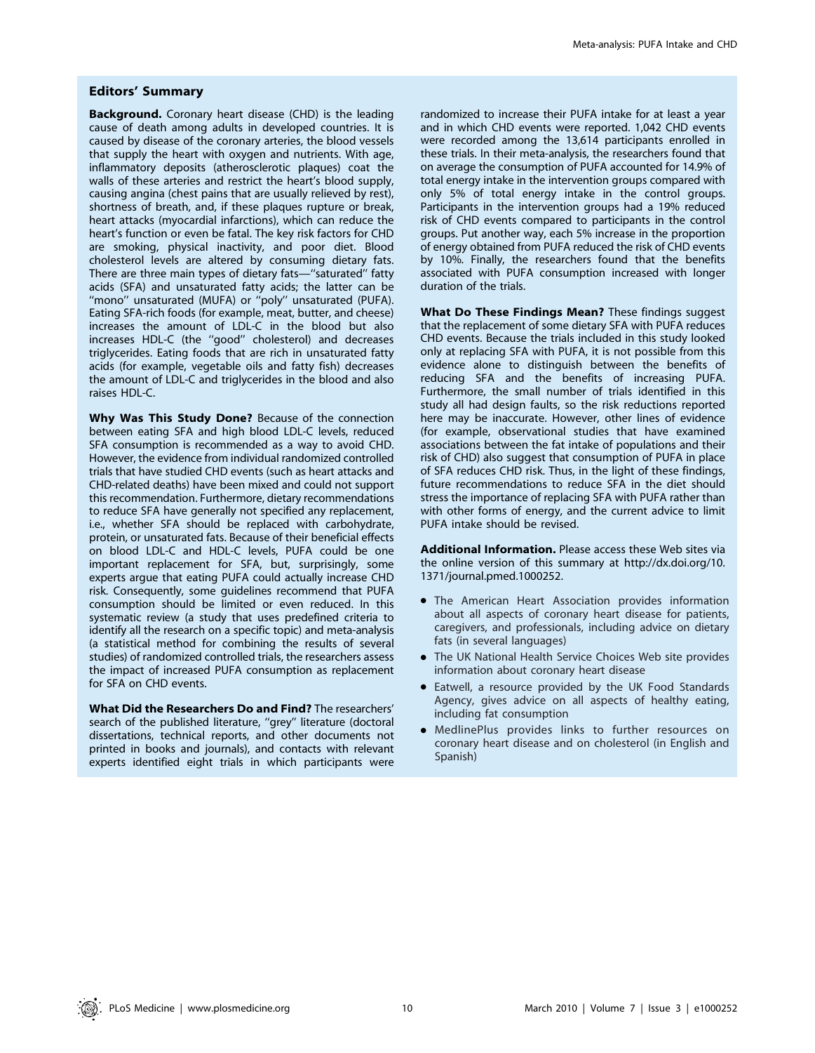## Editors' Summary

**Background.** Coronary heart disease (CHD) is the leading cause of death among adults in developed countries. It is caused by disease of the coronary arteries, the blood vessels that supply the heart with oxygen and nutrients. With age, inflammatory deposits (atherosclerotic plaques) coat the walls of these arteries and restrict the heart's blood supply, causing angina (chest pains that are usually relieved by rest), shortness of breath, and, if these plaques rupture or break, heart attacks (myocardial infarctions), which can reduce the heart's function or even be fatal. The key risk factors for CHD are smoking, physical inactivity, and poor diet. Blood cholesterol levels are altered by consuming dietary fats. There are three main types of dietary fats—"saturated" fatty acids (SFA) and unsaturated fatty acids; the latter can be "mono" unsaturated (MUFA) or "poly" unsaturated (PUFA). Eating SFA-rich foods (for example, meat, butter, and cheese) increases the amount of LDL-C in the blood but also increases HDL-C (the "good" cholesterol) and decreases triglycerides. Eating foods that are rich in unsaturated fatty acids (for example, vegetable oils and fatty fish) decreases the amount of LDL-C and triglycerides in the blood and also raises HDL-C.

**Why Was This Study Done?** Because of the connection between eating SFA and high blood LDL-C levels, reduced SFA consumption is recommended as a way to avoid CHD. However, the evidence from individual randomized controlled trials that have studied CHD events (such as heart attacks and CHD-related deaths) have been mixed and could not support this recommendation. Furthermore, dietary recommendations to reduce SFA have generally not specified any replacement, i.e., whether SFA should be replaced with carbohydrate, protein, or unsaturated fats. Because of their beneficial effects on blood LDL-C and HDL-C levels, PUFA could be one important replacement for SFA, but, surprisingly, some experts argue that eating PUFA could actually increase CHD risk. Consequently, some guidelines recommend that PUFA consumption should be limited or even reduced. In this systematic review (a study that uses predefined criteria to identify all the research on a specific topic) and meta-analysis (a statistical method for combining the results of several studies) of randomized controlled trials, the researchers assess the impact of increased PUFA consumption as replacement for SFA on CHD events.

**What Did the Researchers Do and Find?** The researchers' search of the published literature, "grey" literature (doctoral dissertations, technical reports, and other documents not printed in books and journals), and contacts with relevant experts identified eight trials in which participants were randomized to increase their PUFA intake for at least a year and in which CHD events were reported. 1,042 CHD events were recorded among the 13,614 participants enrolled in these trials. In their meta-analysis, the researchers found that on average the consumption of PUFA accounted for 14.9% of total energy intake in the intervention groups compared with only 5% of total energy intake in the control groups. Participants in the intervention groups had a 19% reduced risk of CHD events compared to participants in the control groups. Put another way, each 5% increase in the proportion of energy obtained from PUFA reduced the risk of CHD events by 10%. Finally, the researchers found that the benefits associated with PUFA consumption increased with longer duration of the trials.

**What Do These Findings Mean?** These findings suggest that the replacement of some dietary SFA with PUFA reduces CHD events. Because the trials included in this study looked only at replacing SFA with PUFA, it is not possible from this evidence alone to distinguish between the benefits of reducing SFA and the benefits of increasing PUFA. Furthermore, the small number of trials identified in this study all had design faults, so the risk reductions reported here may be inaccurate. However, other lines of evidence (for example, observational studies that have examined associations between the fat intake of populations and their risk of CHD) also suggest that consumption of PUFA in place of SFA reduces CHD risk. Thus, in the light of these findings, future recommendations to reduce SFA in the diet should stress the importance of replacing SFA with PUFA rather than with other forms of energy, and the current advice to limit PUFA intake should be revised.

**Additional Information.** Please access these Web sites via the online version of this summary at http://dx.doi.org/10.1371/journal.pmed.1000252.

- The American Heart Association provides information about all aspects of coronary heart disease for patients, caregivers, and professionals, including advice on dietary fats (in several languages)
- The UK National Health Service Choices Web site provides information about coronary heart disease
- Eatwell, a resource provided by the UK Food Standards Agency, gives advice on all aspects of healthy eating, including fat consumption
- MedlinePlus provides links to further resources on coronary heart disease and on cholesterol (in English and Spanish)